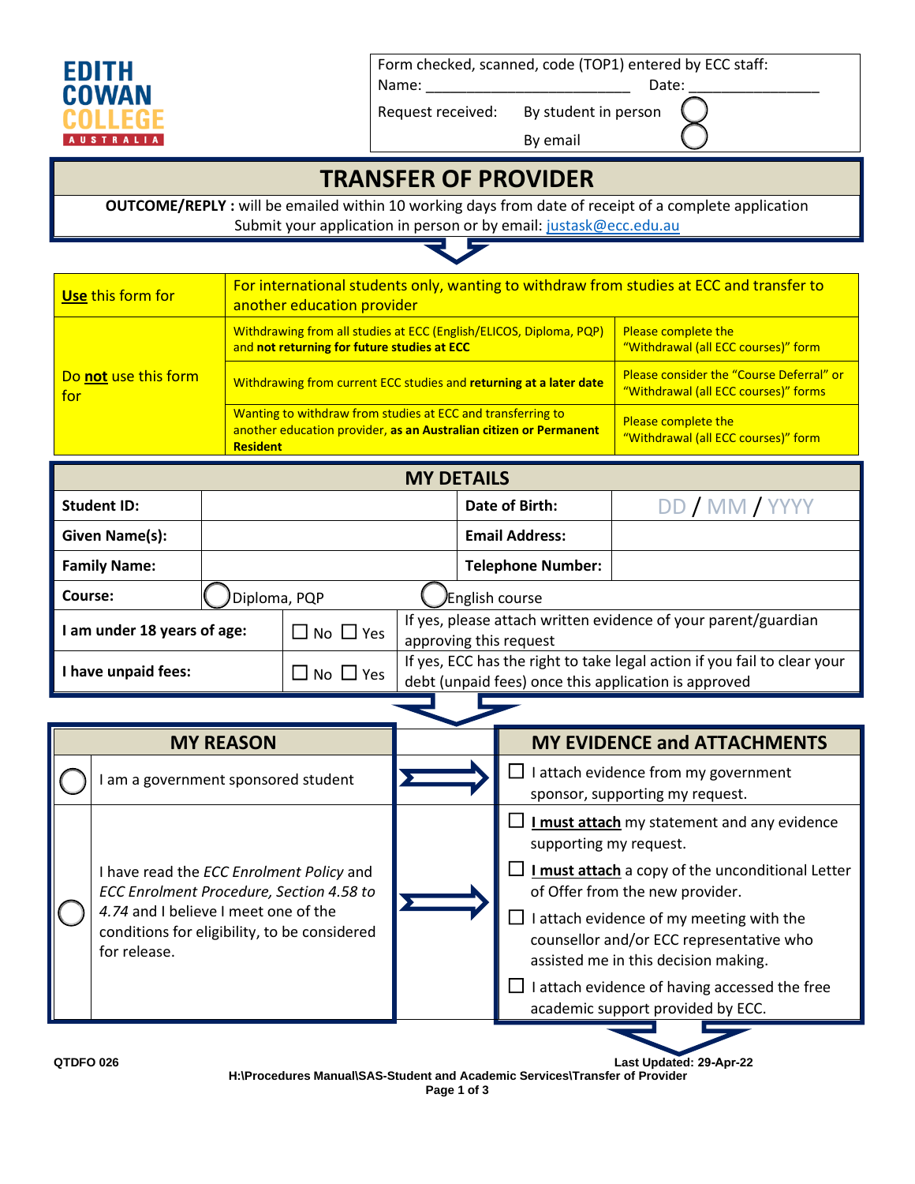EDITH COWAN COLLEGE AUSTRALIA

Form checked, scanned, code (TOP1) entered by ECC staff:
Name: ________________________ Date: _______________

Request received: By student in person ◯
By email ◯

# TRANSFER OF PROVIDER

**OUTCOME/REPLY :** will be emailed within 10 working days from date of receipt of a complete application
Submit your application in person or by email: justask@ecc.edu.au

| **Use** this form for | For international students only, wanting to withdraw from studies at ECC and transfer to another education provider | |
|---|---|---|
| Do **not** use this form for | Withdrawing from all studies at ECC (English/ELICOS, Diploma, PQP) and **not returning for future studies at ECC** | Please complete the "Withdrawal (all ECC courses)" form |
| | Withdrawing from current ECC studies and **returning at a later date** | Please consider the "Course Deferral" or "Withdrawal (all ECC courses)" forms |
| | Wanting to withdraw from studies at ECC and transferring to another education provider, **as an Australian citizen or Permanent Resident** | Please complete the "Withdrawal (all ECC courses)" form |

## MY DETAILS

| | | | |
|---|---|---|---|
| **Student ID:** | | **Date of Birth:** | DD / MM / YYYY |
| **Given Name(s):** | | **Email Address:** | |
| **Family Name:** | | **Telephone Number:** | |
| **Course:** | ◯ Diploma, PQP | ◯ English course | |
| **I am under 18 years of age:** | ☐ No ☐ Yes | If yes, please attach written evidence of your parent/guardian approving this request | |
| **I have unpaid fees:** | ☐ No ☐ Yes | If yes, ECC has the right to take legal action if you fail to clear your debt (unpaid fees) once this application is approved | |

| MY REASON | | MY EVIDENCE and ATTACHMENTS |
|---|---|---|
| ◯ | I am a government sponsored student | ☐ I attach evidence from my government sponsor, supporting my request. |
| ◯ | I have read the *ECC Enrolment Policy* and *ECC Enrolment Procedure, Section 4.58 to 4.74* and I believe I meet one of the conditions for eligibility, to be considered for release. | ☐ **I must attach** my statement and any evidence supporting my request.<br>☐ **I must attach** a copy of the unconditional Letter of Offer from the new provider.<br>☐ I attach evidence of my meeting with the counsellor and/or ECC representative who assisted me in this decision making.<br>☐ I attach evidence of having accessed the free academic support provided by ECC. |

QTDFO 026 Last Updated: 29-Apr-22
H:\Procedures Manual\SAS-Student and Academic Services\Transfer of Provider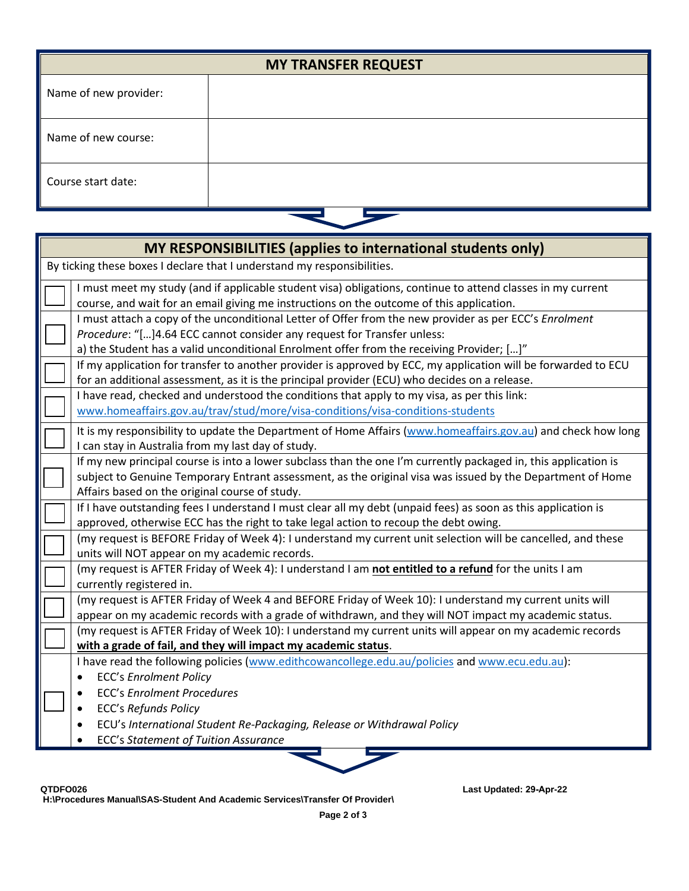| MY TRANSFER REQUEST | |
|---|---|
| Name of new provider: | |
| Name of new course: | |
| Course start date: | |

| MY RESPONSIBILITIES (applies to international students only) | |
|---|---|
| By ticking these boxes I declare that I understand my responsibilities. | |
| ☐ | I must meet my study (and if applicable student visa) obligations, continue to attend classes in my current course, and wait for an email giving me instructions on the outcome of this application. |
| ☐ | I must attach a copy of the unconditional Letter of Offer from the new provider as per ECC's *Enrolment Procedure*: "[…]4.64 ECC cannot consider any request for Transfer unless: a) the Student has a valid unconditional Enrolment offer from the receiving Provider; […]" |
| ☐ | If my application for transfer to another provider is approved by ECC, my application will be forwarded to ECU for an additional assessment, as it is the principal provider (ECU) who decides on a release. |
| ☐ | I have read, checked and understood the conditions that apply to my visa, as per this link: www.homeaffairs.gov.au/trav/stud/more/visa-conditions/visa-conditions-students |
| ☐ | It is my responsibility to update the Department of Home Affairs (www.homeaffairs.gov.au) and check how long I can stay in Australia from my last day of study. |
| ☐ | If my new principal course is into a lower subclass than the one I'm currently packaged in, this application is subject to Genuine Temporary Entrant assessment, as the original visa was issued by the Department of Home Affairs based on the original course of study. |
| ☐ | If I have outstanding fees I understand I must clear all my debt (unpaid fees) as soon as this application is approved, otherwise ECC has the right to take legal action to recoup the debt owing. |
| ☐ | (my request is BEFORE Friday of Week 4): I understand my current unit selection will be cancelled, and these units will NOT appear on my academic records. |
| ☐ | (my request is AFTER Friday of Week 4): I understand I am **not entitled to a refund** for the units I am currently registered in. |
| ☐ | (my request is AFTER Friday of Week 4 and BEFORE Friday of Week 10): I understand my current units will appear on my academic records with a grade of withdrawn, and they will NOT impact my academic status. |
| ☐ | (my request is AFTER Friday of Week 10): I understand my current units will appear on my academic records **with a grade of fail, and they will impact my academic status**. |
| ☐ | I have read the following policies (www.edithcowancollege.edu.au/policies and www.ecu.edu.au):<br>• ECC's *Enrolment Policy*<br>• ECC's *Enrolment Procedures*<br>• ECC's *Refunds Policy*<br>• ECU's *International Student Re-Packaging, Release or Withdrawal Policy*<br>• ECC's *Statement of Tuition Assurance* |

QTDFO026
H:\Procedures Manual\SAS-Student And Academic Services\Transfer Of Provider\

Last Updated: 29-Apr-22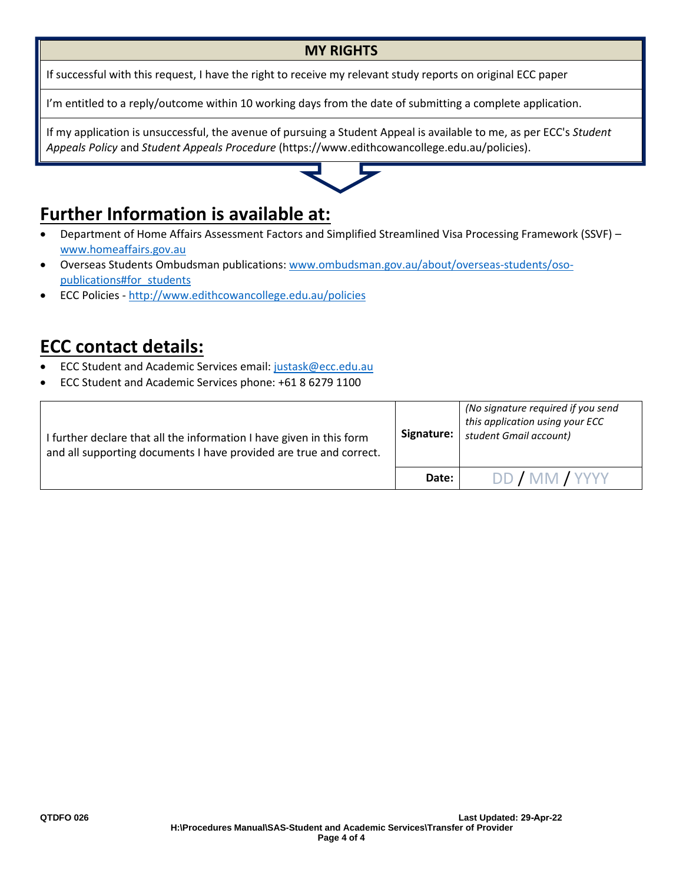| MY RIGHTS |
| --- |
| If successful with this request, I have the right to receive my relevant study reports on original ECC paper |
| I'm entitled to a reply/outcome within 10 working days from the date of submitting a complete application. |
| If my application is unsuccessful, the avenue of pursuing a Student Appeal is available to me, as per ECC's *Student Appeals Policy* and *Student Appeals Procedure* (https://www.edithcowancollege.edu.au/policies). |

## Further Information is available at:

- Department of Home Affairs Assessment Factors and Simplified Streamlined Visa Processing Framework (SSVF) – www.homeaffairs.gov.au
- Overseas Students Ombudsman publications: www.ombudsman.gov.au/about/overseas-students/oso-publications#for_students
- ECC Policies - http://www.edithcowancollege.edu.au/policies

## ECC contact details:

- ECC Student and Academic Services email: justask@ecc.edu.au
- ECC Student and Academic Services phone: +61 8 6279 1100

| | | |
| --- | --- | --- |
| I further declare that all the information I have given in this form and all supporting documents I have provided are true and correct. | **Signature:** | *(No signature required if you send this application using your ECC student Gmail account)* |
| | **Date:** | DD / MM / YYYY |

QTDFO 026 Last Updated: 29-Apr-22
H:\Procedures Manual\SAS-Student and Academic Services\Transfer of Provider